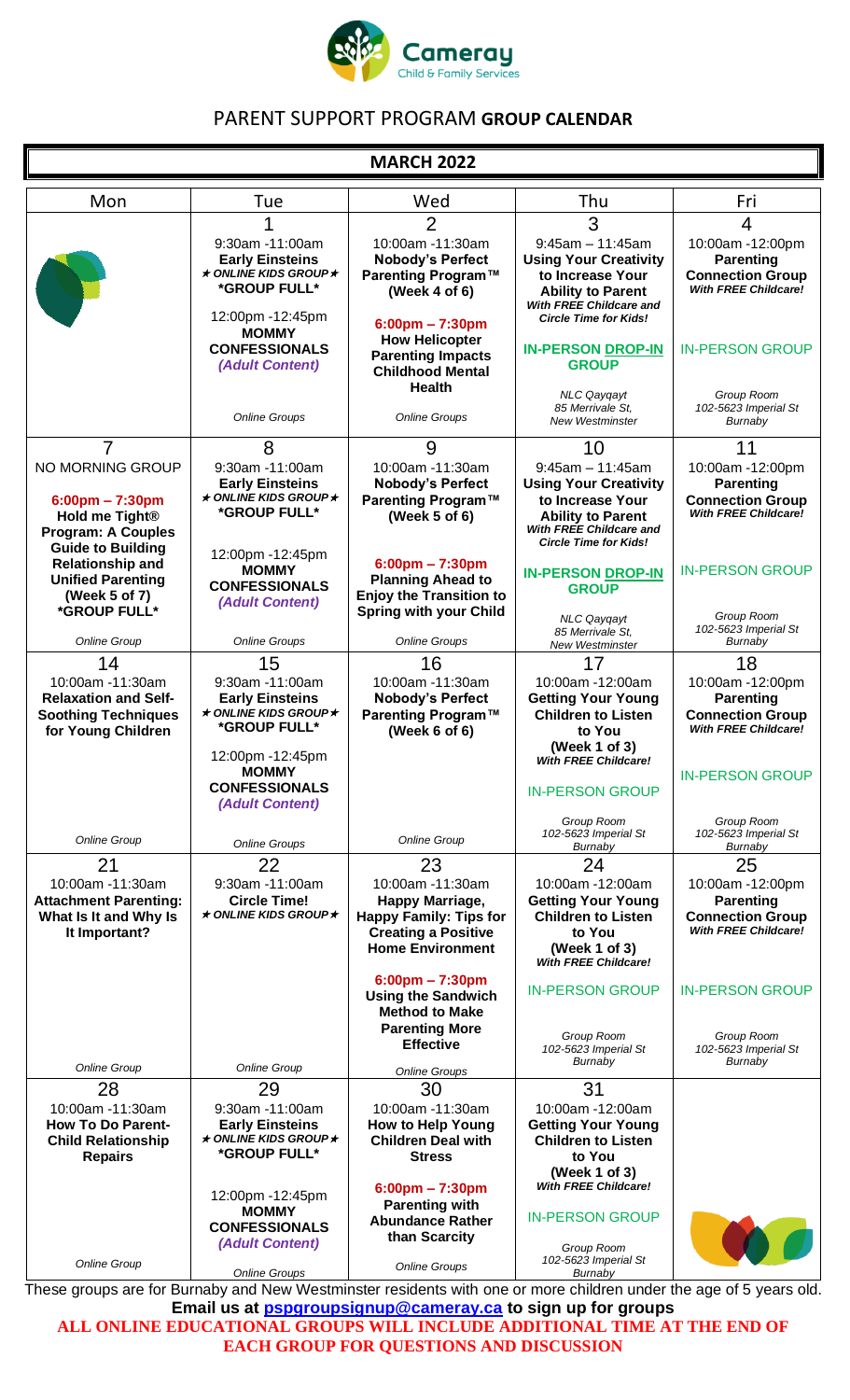# PARENT SUPPORT PROGRAM **GROUP CALENDAR**

## MARCH 2022

| Mon | Tue | Wed | Thu | Fri |
|---|---|---|---|---|
| | 1<br>9:30am -11:00am<br>**Early Einsteins**<br>***★ ONLINE KIDS GROUP ★***<br>**\*GROUP FULL\***<br><br>12:00pm -12:45pm<br>**MOMMY CONFESSIONALS**<br>***(Adult Content)***<br><br>*Online Groups* | 2<br>10:00am -11:30am<br>**Nobody's Perfect Parenting Program™ (Week 4 of 6)**<br><br>**6:00pm – 7:30pm**<br>**How Helicopter Parenting Impacts Childhood Mental Health**<br><br>*Online Groups* | 3<br>9:45am – 11:45am<br>**Using Your Creativity to Increase Your Ability to Parent**<br>***With FREE Childcare and Circle Time for Kids!***<br><br>**IN-PERSON DROP-IN GROUP**<br><br>*NLC Qayqayt*<br>*85 Merrivale St, New Westminster* | 4<br>10:00am -12:00pm<br>**Parenting Connection Group**<br>***With FREE Childcare!***<br><br>IN-PERSON GROUP<br><br>*Group Room*<br>*102-5623 Imperial St Burnaby* |
| 7<br>NO MORNING GROUP<br><br>**6:00pm – 7:30pm**<br>**Hold me Tight® Program: A Couples Guide to Building Relationship and Unified Parenting (Week 5 of 7)**<br>**\*GROUP FULL\***<br><br>*Online Group* | 8<br>9:30am -11:00am<br>**Early Einsteins**<br>***★ ONLINE KIDS GROUP ★***<br>**\*GROUP FULL\***<br><br>12:00pm -12:45pm<br>**MOMMY CONFESSIONALS**<br>***(Adult Content)***<br><br>*Online Groups* | 9<br>10:00am -11:30am<br>**Nobody's Perfect Parenting Program™ (Week 5 of 6)**<br><br>**6:00pm – 7:30pm**<br>**Planning Ahead to Enjoy the Transition to Spring with your Child**<br><br>*Online Groups* | 10<br>9:45am – 11:45am<br>**Using Your Creativity to Increase Your Ability to Parent**<br>***With FREE Childcare and Circle Time for Kids!***<br><br>**IN-PERSON DROP-IN GROUP**<br><br>*NLC Qayqayt*<br>*85 Merrivale St, New Westminster* | 11<br>10:00am -12:00pm<br>**Parenting Connection Group**<br>***With FREE Childcare!***<br><br>IN-PERSON GROUP<br><br>*Group Room*<br>*102-5623 Imperial St Burnaby* |
| 14<br>10:00am -11:30am<br>**Relaxation and Self-Soothing Techniques for Young Children**<br><br>*Online Group* | 15<br>9:30am -11:00am<br>**Early Einsteins**<br>***★ ONLINE KIDS GROUP ★***<br>**\*GROUP FULL\***<br><br>12:00pm -12:45pm<br>**MOMMY CONFESSIONALS**<br>***(Adult Content)***<br><br>*Online Groups* | 16<br>10:00am -11:30am<br>**Nobody's Perfect Parenting Program™ (Week 6 of 6)**<br><br>*Online Group* | 17<br>10:00am -12:00am<br>**Getting Your Young Children to Listen to You (Week 1 of 3)**<br>***With FREE Childcare!***<br><br>IN-PERSON GROUP<br><br>*Group Room*<br>*102-5623 Imperial St Burnaby* | 18<br>10:00am -12:00pm<br>**Parenting Connection Group**<br>***With FREE Childcare!***<br><br>IN-PERSON GROUP<br><br>*Group Room*<br>*102-5623 Imperial St Burnaby* |
| 21<br>10:00am -11:30am<br>**Attachment Parenting: What Is It and Why Is It Important?**<br><br>*Online Group* | 22<br>9:30am -11:00am<br>**Circle Time!**<br>***★ ONLINE KIDS GROUP ★***<br><br>*Online Group* | 23<br>10:00am -11:30am<br>**Happy Marriage, Happy Family: Tips for Creating a Positive Home Environment**<br><br>**6:00pm – 7:30pm**<br>**Using the Sandwich Method to Make Parenting More Effective**<br><br>*Online Groups* | 24<br>10:00am -12:00am<br>**Getting Your Young Children to Listen to You (Week 1 of 3)**<br>***With FREE Childcare!***<br><br>IN-PERSON GROUP<br><br>*Group Room*<br>*102-5623 Imperial St Burnaby* | 25<br>10:00am -12:00pm<br>**Parenting Connection Group**<br>***With FREE Childcare!***<br><br>IN-PERSON GROUP<br><br>*Group Room*<br>*102-5623 Imperial St Burnaby* |
| 28<br>10:00am -11:30am<br>**How To Do Parent-Child Relationship Repairs**<br><br>*Online Group* | 29<br>9:30am -11:00am<br>**Early Einsteins**<br>***★ ONLINE KIDS GROUP ★***<br>**\*GROUP FULL\***<br><br>12:00pm -12:45pm<br>**MOMMY CONFESSIONALS**<br>***(Adult Content)***<br><br>*Online Groups* | 30<br>10:00am -11:30am<br>**How to Help Young Children Deal with Stress**<br><br>**6:00pm – 7:30pm**<br>**Parenting with Abundance Rather than Scarcity**<br><br>*Online Groups* | 31<br>10:00am -12:00am<br>**Getting Your Young Children to Listen to You (Week 1 of 3)**<br>***With FREE Childcare!***<br><br>IN-PERSON GROUP<br><br>*Group Room*<br>*102-5623 Imperial St Burnaby* | |

These groups are for Burnaby and New Westminster residents with one or more children under the age of 5 years old.

**Email us at pspgroupsignup@cameray.ca to sign up for groups**

**ALL ONLINE EDUCATIONAL GROUPS WILL INCLUDE ADDITIONAL TIME AT THE END OF EACH GROUP FOR QUESTIONS AND DISCUSSION**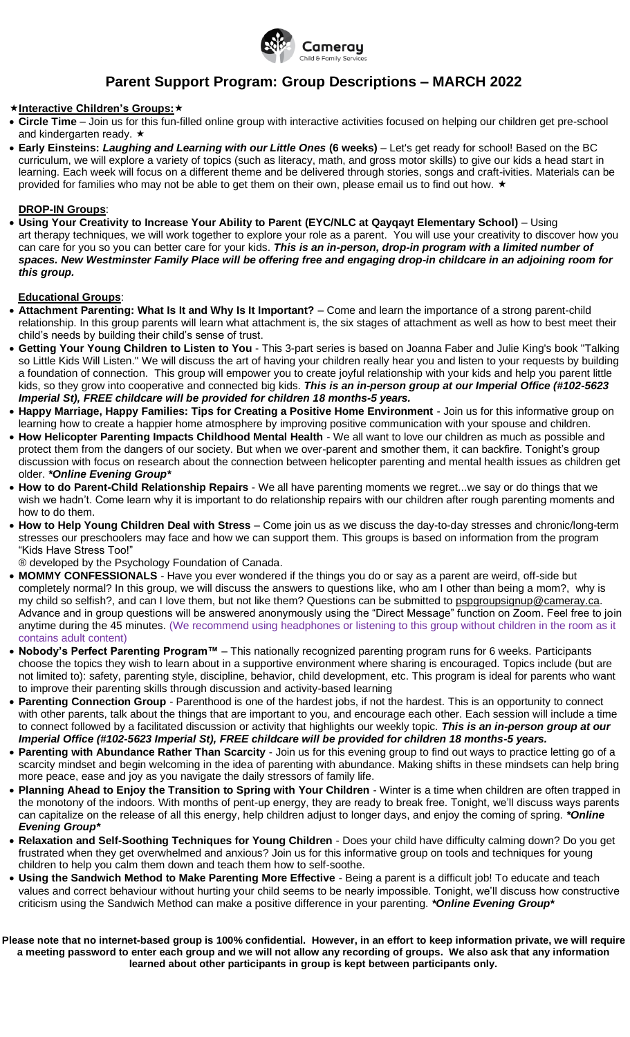Cameray
Child & Family Services

# Parent Support Program: Group Descriptions – MARCH 2022

★**Interactive Children's Groups:**★

- **Circle Time** – Join us for this fun-filled online group with interactive activities focused on helping our children get pre-school and kindergarten ready. ★
- **Early Einsteins:** ***Laughing and Learning with our Little Ones*** **(6 weeks)** – Let's get ready for school! Based on the BC curriculum, we will explore a variety of topics (such as literacy, math, and gross motor skills) to give our kids a head start in learning. Each week will focus on a different theme and be delivered through stories, songs and craft-ivities. Materials can be provided for families who may not be able to get them on their own, please email us to find out how. ★

**DROP-IN Groups**:

- **Using Your Creativity to Increase Your Ability to Parent (EYC/NLC at Qayqayt Elementary School)** – Using art therapy techniques, we will work together to explore your role as a parent. You will use your creativity to discover how you can care for you so you can better care for your kids. ***This is an in-person, drop-in program with a limited number of spaces. New Westminster Family Place will be offering free and engaging drop-in childcare in an adjoining room for this group.***

**Educational Groups**:

- **Attachment Parenting: What Is It and Why Is It Important?** – Come and learn the importance of a strong parent-child relationship. In this group parents will learn what attachment is, the six stages of attachment as well as how to best meet their child's needs by building their child's sense of trust.
- **Getting Your Young Children to Listen to You** - This 3-part series is based on Joanna Faber and Julie King's book "Talking so Little Kids Will Listen." We will discuss the art of having your children really hear you and listen to your requests by building a foundation of connection. This group will empower you to create joyful relationship with your kids and help you parent little kids, so they grow into cooperative and connected big kids. ***This is an in-person group at our Imperial Office (#102-5623 Imperial St), FREE childcare will be provided for children 18 months-5 years.***
- **Happy Marriage, Happy Families: Tips for Creating a Positive Home Environment** - Join us for this informative group on learning how to create a happier home atmosphere by improving positive communication with your spouse and children.
- **How Helicopter Parenting Impacts Childhood Mental Health** - We all want to love our children as much as possible and protect them from the dangers of our society. But when we over-parent and smother them, it can backfire. Tonight's group discussion with focus on research about the connection between helicopter parenting and mental health issues as children get older. ***\*Online Evening Group\****
- **How to do Parent-Child Relationship Repairs** - We all have parenting moments we regret...we say or do things that we wish we hadn't. Come learn why it is important to do relationship repairs with our children after rough parenting moments and how to do them.
- **How to Help Young Children Deal with Stress** – Come join us as we discuss the day-to-day stresses and chronic/long-term stresses our preschoolers may face and how we can support them. This groups is based on information from the program "Kids Have Stress Too!"
  ® developed by the Psychology Foundation of Canada.
- **MOMMY CONFESSIONALS** - Have you ever wondered if the things you do or say as a parent are weird, off-side but completely normal? In this group, we will discuss the answers to questions like, who am I other than being a mom?, why is my child so selfish?, and can I love them, but not like them? Questions can be submitted to pspgroupsignup@cameray.ca. Advance and in group questions will be answered anonymously using the "Direct Message" function on Zoom. Feel free to join anytime during the 45 minutes. (We recommend using headphones or listening to this group without children in the room as it contains adult content)
- **Nobody's Perfect Parenting Program™** – This nationally recognized parenting program runs for 6 weeks. Participants choose the topics they wish to learn about in a supportive environment where sharing is encouraged. Topics include (but are not limited to): safety, parenting style, discipline, behavior, child development, etc. This program is ideal for parents who want to improve their parenting skills through discussion and activity-based learning
- **Parenting Connection Group** - Parenthood is one of the hardest jobs, if not the hardest. This is an opportunity to connect with other parents, talk about the things that are important to you, and encourage each other. Each session will include a time to connect followed by a facilitated discussion or activity that highlights our weekly topic. ***This is an in-person group at our Imperial Office (#102-5623 Imperial St), FREE childcare will be provided for children 18 months-5 years.***
- **Parenting with Abundance Rather Than Scarcity** - Join us for this evening group to find out ways to practice letting go of a scarcity mindset and begin welcoming in the idea of parenting with abundance. Making shifts in these mindsets can help bring more peace, ease and joy as you navigate the daily stressors of family life.
- **Planning Ahead to Enjoy the Transition to Spring with Your Children** - Winter is a time when children are often trapped in the monotony of the indoors. With months of pent-up energy, they are ready to break free. Tonight, we'll discuss ways parents can capitalize on the release of all this energy, help children adjust to longer days, and enjoy the coming of spring. ***\*Online Evening Group\****
- **Relaxation and Self-Soothing Techniques for Young Children** - Does your child have difficulty calming down? Do you get frustrated when they get overwhelmed and anxious? Join us for this informative group on tools and techniques for young children to help you calm them down and teach them how to self-soothe.
- **Using the Sandwich Method to Make Parenting More Effective** - Being a parent is a difficult job! To educate and teach values and correct behaviour without hurting your child seems to be nearly impossible. Tonight, we'll discuss how constructive criticism using the Sandwich Method can make a positive difference in your parenting. ***\*Online Evening Group\****

**Please note that no internet-based group is 100% confidential. However, in an effort to keep information private, we will require a meeting password to enter each group and we will not allow any recording of groups. We also ask that any information learned about other participants in group is kept between participants only.**